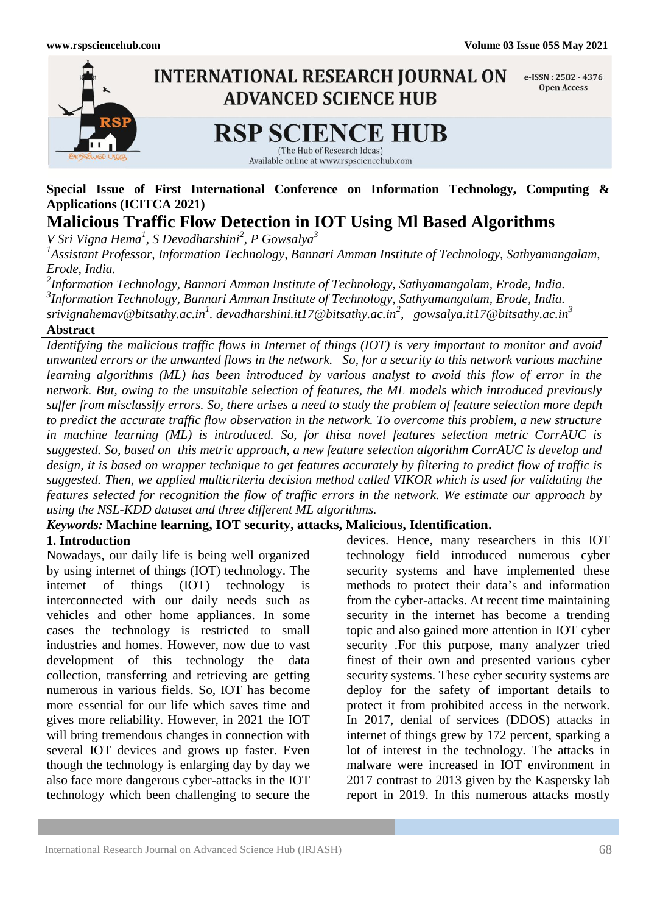**Special Issue of First International Conference on Information Technology, Computing & Applications (ICITCA 2021)**

# Malicious Traffic Flow Detection in IOT Using Ml Based Algorithms

*V Sri Vigna Hema[1], S Devadharshini[2], P Gowsalya[3]*

*[1]Assistant Professor, Information Technology, Bannari Amman Institute of Technology, Sathyamangalam, Erode, India.*

*[2]Information Technology, Bannari Amman Institute of Technology, Sathyamangalam, Erode, India.*

*[3]Information Technology, Bannari Amman Institute of Technology, Sathyamangalam, Erode, India.*

*srivignahemav@bitsathy.ac.in[1]. devadharshini.it17@bitsathy.ac.in[2], gowsalya.it17@bitsathy.ac.in[3]*

## Abstract

*Identifying the malicious traffic flows in Internet of things (IOT) is very important to monitor and avoid unwanted errors or the unwanted flows in the network. So, for a security to this network various machine learning algorithms (ML) has been introduced by various analyst to avoid this flow of error in the network. But, owing to the unsuitable selection of features, the ML models which introduced previously suffer from misclassify errors. So, there arises a need to study the problem of feature selection more depth to predict the accurate traffic flow observation in the network. To overcome this problem, a new structure in machine learning (ML) is introduced. So, for thisa novel features selection metric CorrAUC is suggested. So, based on this metric approach, a new feature selection algorithm CorrAUC is develop and design, it is based on wrapper technique to get features accurately by filtering to predict flow of traffic is suggested. Then, we applied multicriteria decision method called VIKOR which is used for validating the features selected for recognition the flow of traffic errors in the network. We estimate our approach by using the NSL-KDD dataset and three different ML algorithms.*

***Keywords:* Machine learning, IOT security, attacks, Malicious, Identification.**

## 1. Introduction

Nowadays, our daily life is being well organized by using internet of things (IOT) technology. The internet of things (IOT) technology is interconnected with our daily needs such as vehicles and other home appliances. In some cases the technology is restricted to small industries and homes. However, now due to vast development of this technology the data collection, transferring and retrieving are getting numerous in various fields. So, IOT has become more essential for our life which saves time and gives more reliability. However, in 2021 the IOT will bring tremendous changes in connection with several IOT devices and grows up faster. Even though the technology is enlarging day by day we also face more dangerous cyber-attacks in the IOT technology which been challenging to secure the devices. Hence, many researchers in this IOT technology field introduced numerous cyber security systems and have implemented these methods to protect their data's and information from the cyber-attacks. At recent time maintaining security in the internet has become a trending topic and also gained more attention in IOT cyber security .For this purpose, many analyzer tried finest of their own and presented various cyber security systems. These cyber security systems are deploy for the safety of important details to protect it from prohibited access in the network. In 2017, denial of services (DDOS) attacks in internet of things grew by 172 percent, sparking a lot of interest in the technology. The attacks in malware were increased in IOT environment in 2017 contrast to 2013 given by the Kaspersky lab report in 2019. In this numerous attacks mostly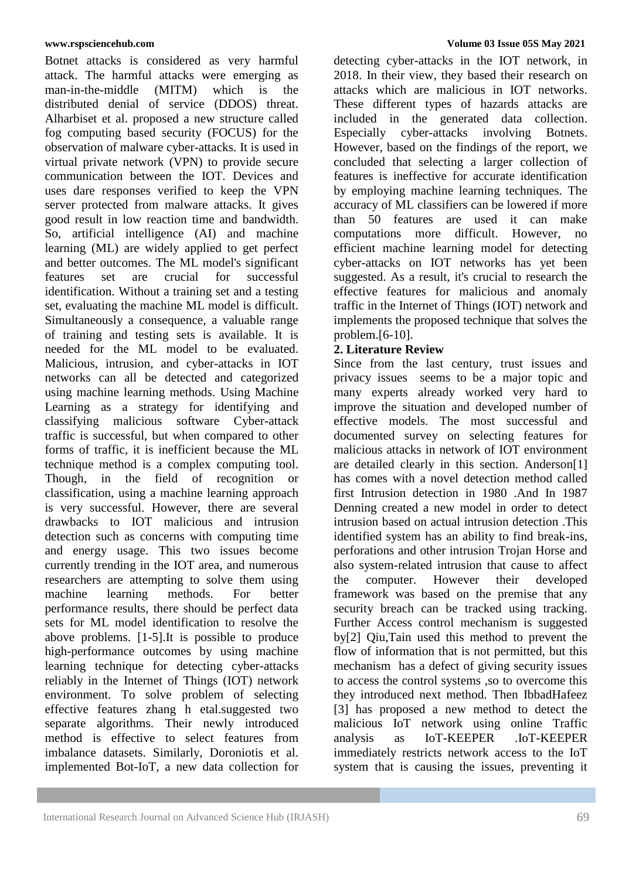Botnet attacks is considered as very harmful attack. The harmful attacks were emerging as man-in-the-middle (MITM) which is the distributed denial of service (DDOS) threat. Alharbiset et al. proposed a new structure called fog computing based security (FOCUS) for the observation of malware cyber-attacks. It is used in virtual private network (VPN) to provide secure communication between the IOT. Devices and uses dare responses verified to keep the VPN server protected from malware attacks. It gives good result in low reaction time and bandwidth. So, artificial intelligence (AI) and machine learning (ML) are widely applied to get perfect and better outcomes. The ML model's significant features set are crucial for successful identification. Without a training set and a testing set, evaluating the machine ML model is difficult. Simultaneously a consequence, a valuable range of training and testing sets is available. It is needed for the ML model to be evaluated. Malicious, intrusion, and cyber-attacks in IOT networks can all be detected and categorized using machine learning methods. Using Machine Learning as a strategy for identifying and classifying malicious software Cyber-attack traffic is successful, but when compared to other forms of traffic, it is inefficient because the ML technique method is a complex computing tool. Though, in the field of recognition or classification, using a machine learning approach is very successful. However, there are several drawbacks to IOT malicious and intrusion detection such as concerns with computing time and energy usage. This two issues become currently trending in the IOT area, and numerous researchers are attempting to solve them using machine learning methods. For better performance results, there should be perfect data sets for ML model identification to resolve the above problems. [1-5].It is possible to produce high-performance outcomes by using machine learning technique for detecting cyber-attacks reliably in the Internet of Things (IOT) network environment. To solve problem of selecting effective features zhang h etal.suggested two separate algorithms. Their newly introduced method is effective to select features from imbalance datasets. Similarly, Doroniotis et al. implemented Bot-IoT, a new data collection for detecting cyber-attacks in the IOT network, in 2018. In their view, they based their research on attacks which are malicious in IOT networks. These different types of hazards attacks are included in the generated data collection. Especially cyber-attacks involving Botnets. However, based on the findings of the report, we concluded that selecting a larger collection of features is ineffective for accurate identification by employing machine learning techniques. The accuracy of ML classifiers can be lowered if more than 50 features are used it can make computations more difficult. However, no efficient machine learning model for detecting cyber-attacks on IOT networks has yet been suggested. As a result, it's crucial to research the effective features for malicious and anomaly traffic in the Internet of Things (IOT) network and implements the proposed technique that solves the problem.[6-10].

## 2. Literature Review

Since from the last century, trust issues and privacy issues seems to be a major topic and many experts already worked very hard to improve the situation and developed number of effective models. The most successful and documented survey on selecting features for malicious attacks in network of IOT environment are detailed clearly in this section. Anderson[1] has comes with a novel detection method called first Intrusion detection in 1980 .And In 1987 Denning created a new model in order to detect intrusion based on actual intrusion detection .This identified system has an ability to find break-ins, perforations and other intrusion Trojan Horse and also system-related intrusion that cause to affect the computer. However their developed framework was based on the premise that any security breach can be tracked using tracking. Further Access control mechanism is suggested by[2] Qiu,Tain used this method to prevent the flow of information that is not permitted, but this mechanism has a defect of giving security issues to access the control systems ,so to overcome this they introduced next method. Then IbbadHafeez [3] has proposed a new method to detect the malicious IoT network using online Traffic analysis as IoT-KEEPER .IoT-KEEPER immediately restricts network access to the IoT system that is causing the issues, preventing it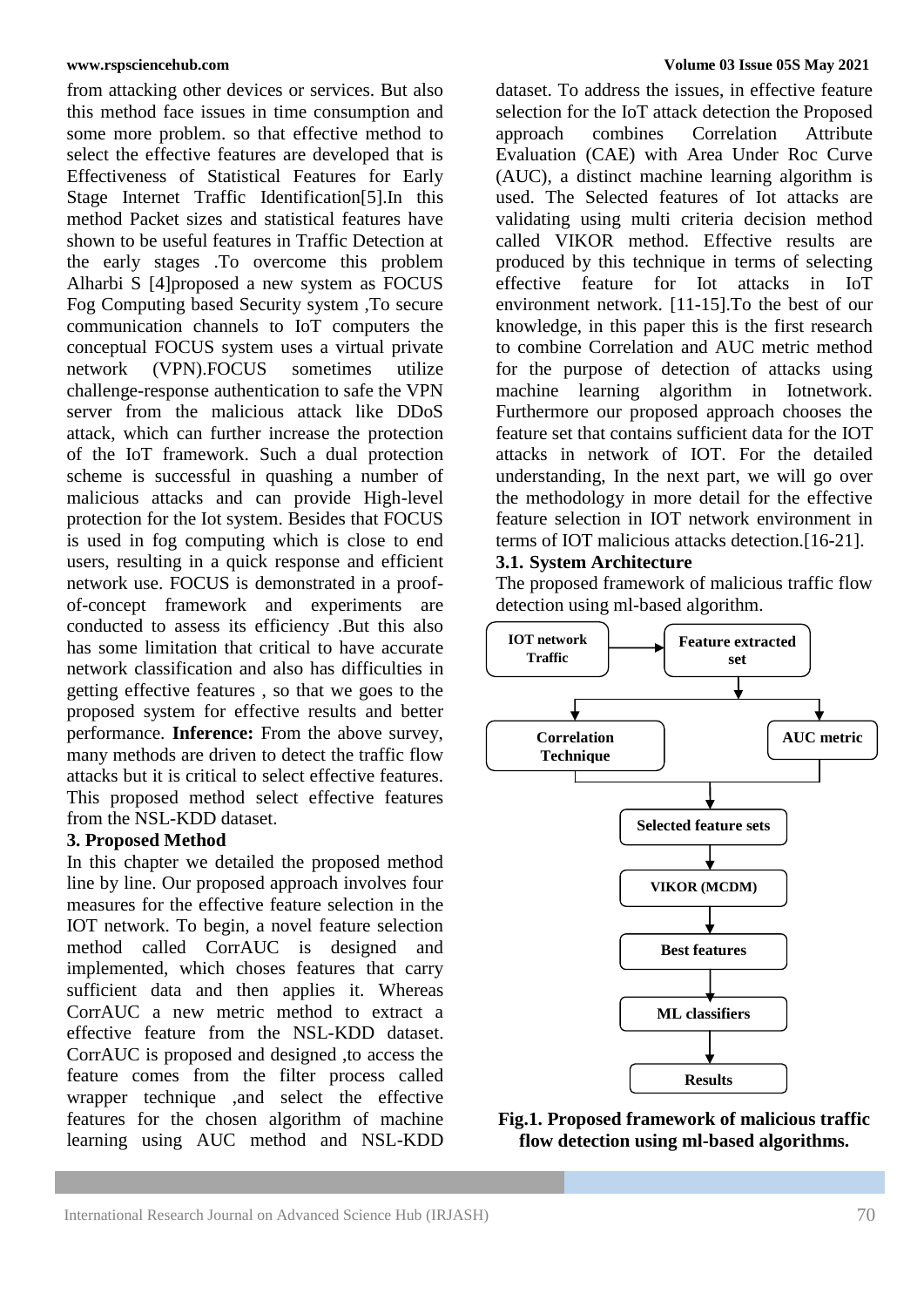from attacking other devices or services. But also this method face issues in time consumption and some more problem. so that effective method to select the effective features are developed that is Effectiveness of Statistical Features for Early Stage Internet Traffic Identification[5].In this method Packet sizes and statistical features have shown to be useful features in Traffic Detection at the early stages .To overcome this problem Alharbi S [4]proposed a new system as FOCUS Fog Computing based Security system ,To secure communication channels to IoT computers the conceptual FOCUS system uses a virtual private network (VPN).FOCUS sometimes utilize challenge-response authentication to safe the VPN server from the malicious attack like DDoS attack, which can further increase the protection of the IoT framework. Such a dual protection scheme is successful in quashing a number of malicious attacks and can provide High-level protection for the Iot system. Besides that FOCUS is used in fog computing which is close to end users, resulting in a quick response and efficient network use. FOCUS is demonstrated in a proof-of-concept framework and experiments are conducted to assess its efficiency .But this also has some limitation that critical to have accurate network classification and also has difficulties in getting effective features , so that we goes to the proposed system for effective results and better performance. **Inference:** From the above survey, many methods are driven to detect the traffic flow attacks but it is critical to select effective features. This proposed method select effective features from the NSL-KDD dataset.

### 3. Proposed Method

In this chapter we detailed the proposed method line by line. Our proposed approach involves four measures for the effective feature selection in the IOT network. To begin, a novel feature selection method called CorrAUC is designed and implemented, which choses features that carry sufficient data and then applies it. Whereas CorrAUC a new metric method to extract a effective feature from the NSL-KDD dataset. CorrAUC is proposed and designed ,to access the feature comes from the filter process called wrapper technique ,and select the effective features for the chosen algorithm of machine learning using AUC method and NSL-KDD dataset. To address the issues, in effective feature selection for the IoT attack detection the Proposed approach combines Correlation Attribute Evaluation (CAE) with Area Under Roc Curve (AUC), a distinct machine learning algorithm is used. The Selected features of Iot attacks are validating using multi criteria decision method called VIKOR method. Effective results are produced by this technique in terms of selecting effective feature for Iot attacks in IoT environment network. [11-15].To the best of our knowledge, in this paper this is the first research to combine Correlation and AUC metric method for the purpose of detection of attacks using machine learning algorithm in Iotnetwork. Furthermore our proposed approach chooses the feature set that contains sufficient data for the IOT attacks in network of IOT. For the detailed understanding, In the next part, we will go over the methodology in more detail for the effective feature selection in IOT network environment in terms of IOT malicious attacks detection.[16-21].

#### 3.1. System Architecture

The proposed framework of malicious traffic flow detection using ml-based algorithm.

IOT network Traffic → Feature extracted set → Correlation Technique / AUC metric → Selected feature sets → VIKOR (MCDM) → Best features → ML classifiers → Results

**Fig.1. Proposed framework of malicious traffic flow detection using ml-based algorithms.**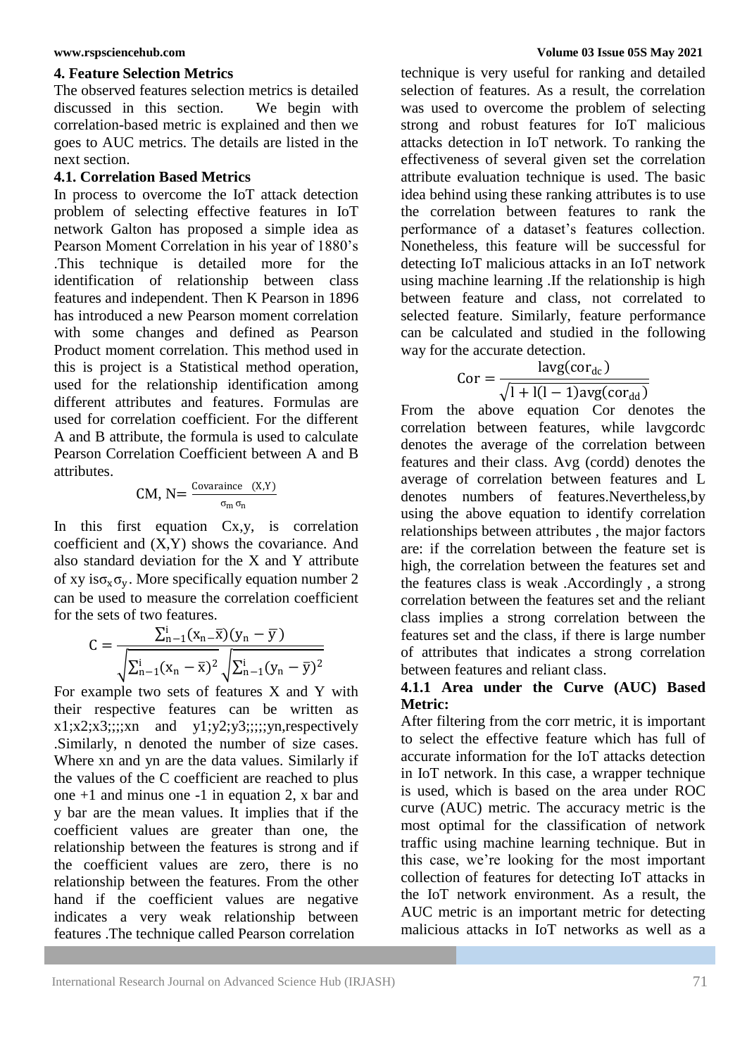## 4. Feature Selection Metrics

The observed features selection metrics is detailed discussed in this section. We begin with correlation-based metric is explained and then we goes to AUC metrics. The details are listed in the next section.

### 4.1. Correlation Based Metrics

In process to overcome the IoT attack detection problem of selecting effective features in IoT network Galton has proposed a simple idea as Pearson Moment Correlation in his year of 1880's .This technique is detailed more for the identification of relationship between class features and independent. Then K Pearson in 1896 has introduced a new Pearson moment correlation with some changes and defined as Pearson Product moment correlation. This method used in this is project is a Statistical method operation, used for the relationship identification among different attributes and features. Formulas are used for correlation coefficient. For the different A and B attribute, the formula is used to calculate Pearson Correlation Coefficient between A and B attributes.

$$\text{CM, N} = \frac{\text{Covaraince} \quad (X,Y)}{\sigma_m \, \sigma_n}$$

In this first equation Cx,y, is correlation coefficient and (X,Y) shows the covariance. And also standard deviation for the X and Y attribute of xy is$\sigma_x \sigma_y$. More specifically equation number 2 can be used to measure the correlation coefficient for the sets of two features.

$$C = \frac{\sum_{n-1}^{i}(x_n - \bar{x})(y_n - \bar{y})}{\sqrt{\sum_{n-1}^{i}(x_n - \bar{x})^2}\sqrt{\sum_{n-1}^{i}(y_n - \bar{y})^2}}$$

For example two sets of features X and Y with their respective features can be written as x1;x2;x3;;;;xn and y1;y2;y3;;;;;yn,respectively .Similarly, n denoted the number of size cases. Where xn and yn are the data values. Similarly if the values of the C coefficient are reached to plus one +1 and minus one -1 in equation 2, x bar and y bar are the mean values. It implies that if the coefficient values are greater than one, the relationship between the features is strong and if the coefficient values are zero, there is no relationship between the features. From the other hand if the coefficient values are negative indicates a very weak relationship between features .The technique called Pearson correlation technique is very useful for ranking and detailed selection of features. As a result, the correlation was used to overcome the problem of selecting strong and robust features for IoT malicious attacks detection in IoT network. To ranking the effectiveness of several given set the correlation attribute evaluation technique is used. The basic idea behind using these ranking attributes is to use the correlation between features to rank the performance of a dataset's features collection. Nonetheless, this feature will be successful for detecting IoT malicious attacks in an IoT network using machine learning .If the relationship is high between feature and class, not correlated to selected feature. Similarly, feature performance can be calculated and studied in the following way for the accurate detection.

$$\text{Cor} = \frac{\text{lavg}(\text{cor}_{dc})}{\sqrt{\text{l} + \text{l}(\text{l}-1)\text{avg}(\text{cor}_{dd})}}$$

From the above equation Cor denotes the correlation between features, while lavgcordc denotes the average of the correlation between features and their class. Avg (cordd) denotes the average of correlation between features and L denotes numbers of features.Nevertheless,by using the above equation to identify correlation relationships between attributes , the major factors are: if the correlation between the feature set is high, the correlation between the features set and the features class is weak .Accordingly , a strong correlation between the features set and the reliant class implies a strong correlation between the features set and the class, if there is large number of attributes that indicates a strong correlation between features and reliant class.

#### 4.1.1 Area under the Curve (AUC) Based Metric:

After filtering from the corr metric, it is important to select the effective feature which has full of accurate information for the IoT attacks detection in IoT network. In this case, a wrapper technique is used, which is based on the area under ROC curve (AUC) metric. The accuracy metric is the most optimal for the classification of network traffic using machine learning technique. But in this case, we're looking for the most important collection of features for detecting IoT attacks in the IoT network environment. As a result, the AUC metric is an important metric for detecting malicious attacks in IoT networks as well as a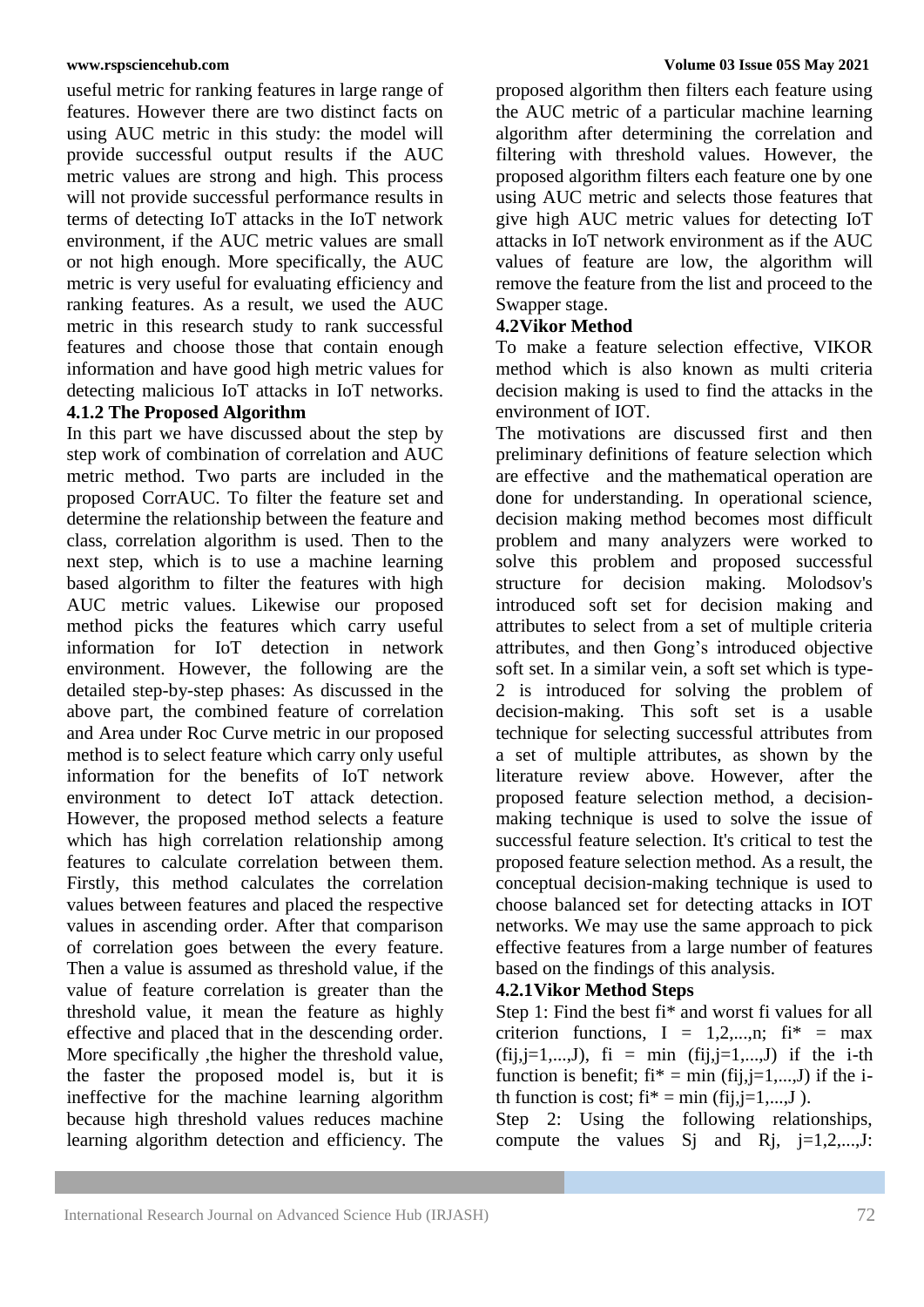useful metric for ranking features in large range of features. However there are two distinct facts on using AUC metric in this study: the model will provide successful output results if the AUC metric values are strong and high. This process will not provide successful performance results in terms of detecting IoT attacks in the IoT network environment, if the AUC metric values are small or not high enough. More specifically, the AUC metric is very useful for evaluating efficiency and ranking features. As a result, we used the AUC metric in this research study to rank successful features and choose those that contain enough information and have good high metric values for detecting malicious IoT attacks in IoT networks.

#### 4.1.2 The Proposed Algorithm

In this part we have discussed about the step by step work of combination of correlation and AUC metric method. Two parts are included in the proposed CorrAUC. To filter the feature set and determine the relationship between the feature and class, correlation algorithm is used. Then to the next step, which is to use a machine learning based algorithm to filter the features with high AUC metric values. Likewise our proposed method picks the features which carry useful information for IoT detection in network environment. However, the following are the detailed step-by-step phases: As discussed in the above part, the combined feature of correlation and Area under Roc Curve metric in our proposed method is to select feature which carry only useful information for the benefits of IoT network environment to detect IoT attack detection. However, the proposed method selects a feature which has high correlation relationship among features to calculate correlation between them. Firstly, this method calculates the correlation values between features and placed the respective values in ascending order. After that comparison of correlation goes between the every feature. Then a value is assumed as threshold value, if the value of feature correlation is greater than the threshold value, it mean the feature as highly effective and placed that in the descending order. More specifically ,the higher the threshold value, the faster the proposed model is, but it is ineffective for the machine learning algorithm because high threshold values reduces machine learning algorithm detection and efficiency. The proposed algorithm then filters each feature using the AUC metric of a particular machine learning algorithm after determining the correlation and filtering with threshold values. However, the proposed algorithm filters each feature one by one using AUC metric and selects those features that give high AUC metric values for detecting IoT attacks in IoT network environment as if the AUC values of feature are low, the algorithm will remove the feature from the list and proceed to the Swapper stage.

### 4.2Vikor Method

To make a feature selection effective, VIKOR method which is also known as multi criteria decision making is used to find the attacks in the environment of IOT.

The motivations are discussed first and then preliminary definitions of feature selection which are effective and the mathematical operation are done for understanding. In operational science, decision making method becomes most difficult problem and many analyzers were worked to solve this problem and proposed successful structure for decision making. Molodsov's introduced soft set for decision making and attributes to select from a set of multiple criteria attributes, and then Gong's introduced objective soft set. In a similar vein, a soft set which is type-2 is introduced for solving the problem of decision-making. This soft set is a usable technique for selecting successful attributes from a set of multiple attributes, as shown by the literature review above. However, after the proposed feature selection method, a decision-making technique is used to solve the issue of successful feature selection. It's critical to test the proposed feature selection method. As a result, the conceptual decision-making technique is used to choose balanced set for detecting attacks in IOT networks. We may use the same approach to pick effective features from a large number of features based on the findings of this analysis.

#### 4.2.1Vikor Method Steps

Step 1: Find the best $f_i^*$ and worst $f_i$ values for all criterion functions, $I = 1,2,...,n$; $f_i^* = \max (f_{ij}, j=1,...,J)$, $f_i = \min (f_{ij}, j=1,...,J)$ if the i-th function is benefit; $f_i^* = \min (f_{ij}, j=1,...,J)$ if the i-th function is cost; $f_i^* = \min (f_{ij}, j=1,...,J)$.

Step 2: Using the following relationships, compute the values $S_j$ and $R_j$, $j=1,2,...,J$: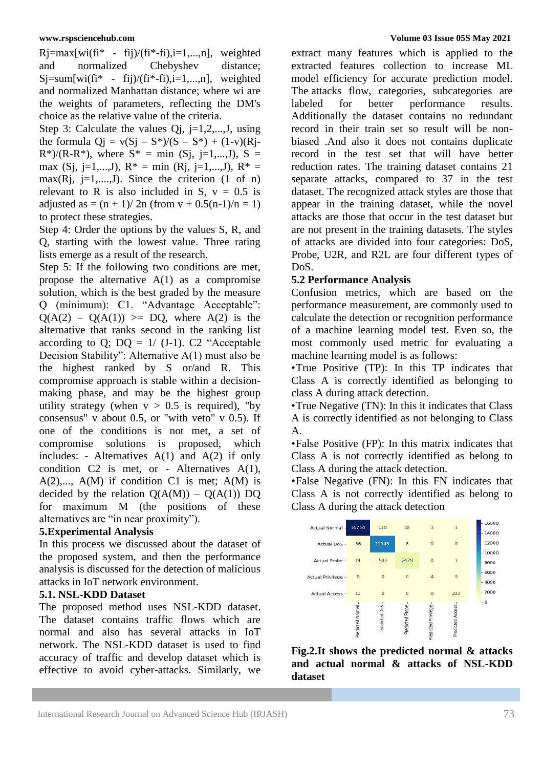$R_j = \max[w_i(f_i^* - f_{ij})/(f_i^* - f_i^-), i=1,...,n]$, weighted and normalized Chebyshev distance; $S_j = \text{sum}[w_i(f_i^* - f_{ij})/(f_i^* - f_i^-), i=1,...,n]$, weighted and normalized Manhattan distance; where $w_i$ are the weights of parameters, reflecting the DM's choice as the relative value of the criteria.

Step 3: Calculate the values $Q_j$, $j=1,2,...,J$, using the formula $Q_j = v(S_j – S^*)/(S^- – S^*) + (1-v)(R_j - R^*)/(R^- - R^*)$, where $S^* = \min (S_j, j=1,...,J)$, $S^- = \max (S_j, j=1,...,J)$, $R^* = \min (R_j, j=1,...,J)$, $R^- = \max(R_j, j=1,....,J)$. Since the criterion (1 of n) relevant to R is also included in S, $v = 0.5$ is adjusted as $= (n + 1)/ 2n$ (from $v + 0.5(n-1)/n = 1$) to protect these strategies.

Step 4: Order the options by the values S, R, and Q, starting with the lowest value. Three rating lists emerge as a result of the research.

Step 5: If the following two conditions are met, propose the alternative A(1) as a compromise solution, which is the best graded by the measure Q (minimum): C1. "Advantage Acceptable": $Q(A(2) – Q(A(1)) >= DQ$, where A(2) is the alternative that ranks second in the ranking list according to Q; $DQ = 1/ (J-1)$. C2 "Acceptable Decision Stability": Alternative A(1) must also be the highest ranked by S or/and R. This compromise approach is stable within a decision-making phase, and may be the highest group utility strategy (when $v > 0.5$ is required), "by consensus" v about 0.5, or "with veto" v 0.5). If one of the conditions is not met, a set of compromise solutions is proposed, which includes: - Alternatives A(1) and A(2) if only condition C2 is met, or - Alternatives A(1), A(2),..., A(M) if condition C1 is met; A(M) is decided by the relation $Q(A(M)) – Q(A(1))$ DQ for maximum M (the positions of these alternatives are "in near proximity").

## 5.Experimental Analysis

In this process we discussed about the dataset of the proposed system, and then the performance analysis is discussed for the detection of malicious attacks in IoT network environment.

### 5.1. NSL-KDD Dataset

The proposed method uses NSL-KDD dataset. The dataset contains traffic flows which are normal and also has several attacks in IoT network. The NSL-KDD dataset is used to find accuracy of traffic and develop dataset which is effective to avoid cyber-attacks. Similarly, we extract many features which is applied to the extracted features collection to increase ML model efficiency for accurate prediction model. The attacks flow, categories, subcategories are labeled for better performance results. Additionally the dataset contains no redundant record in their train set so result will be non-biased .And also it does not contains duplicate record in the test set that will have better reduction rates. The training dataset contains 21 separate attacks, compared to 37 in the test dataset. The recognized attack styles are those that appear in the training dataset, while the novel attacks are those that occur in the test dataset but are not present in the training datasets. The styles of attacks are divided into four categories: DoS, Probe, U2R, and R2L are four different types of DoS.

### 5.2 Performance Analysis

Confusion metrics, which are based on the performance measurement, are commonly used to calculate the detection or recognition performance of a machine learning model test. Even so, the most commonly used metric for evaluating a machine learning model is as follows:

- True Positive (TP): In this TP indicates that Class A is correctly identified as belonging to class A during attack detection.
- True Negative (TN): In this it indicates that Class A is correctly identified as not belonging to Class A.
- False Positive (FP): In this matrix indicates that Class A is not correctly identified as belong to Class A during the attack detection.
- False Negative (FN): In this FN indicates that Class A is not correctly identified as belong to Class A during the attack detection

| | Predicted Normal | Predicted DoS | Predicted Probe | Predicted Privilege | Predicted Access |
|---|---|---|---|---|---|
| Actual Normal | 16754 | 110 | 18 | 3 | 1 |
| Actual DoS | 56 | 11343 | 8 | 0 | 0 |
| Actual Probe | 14 | 503 | 2429 | 0 | 1 |
| Actual Privilege | 5 | 0 | 0 | 4 | 0 |
| Actual Access | 11 | 0 | 0 | 0 | 233 |

**Fig.2.It shows the predicted normal & attacks and actual normal & attacks of NSL-KDD dataset**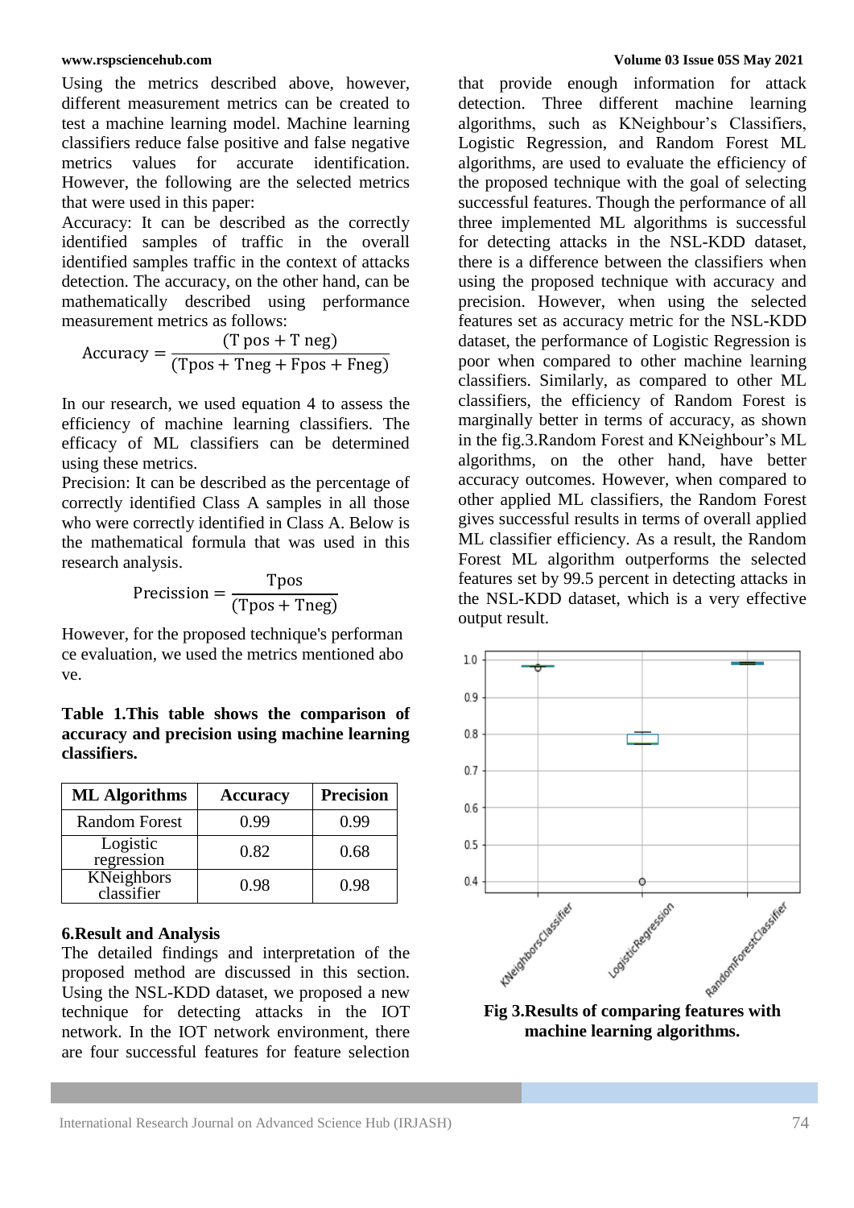Using the metrics described above, however, different measurement metrics can be created to test a machine learning model. Machine learning classifiers reduce false positive and false negative metrics values for accurate identification. However, the following are the selected metrics that were used in this paper:

Accuracy: It can be described as the correctly identified samples of traffic in the overall identified samples traffic in the context of attacks detection. The accuracy, on the other hand, can be mathematically described using performance measurement metrics as follows:

$$\text{Accuracy} = \frac{(\text{T pos} + \text{T neg})}{(\text{Tpos} + \text{Tneg} + \text{Fpos} + \text{Fneg})}$$

In our research, we used equation 4 to assess the efficiency of machine learning classifiers. The efficacy of ML classifiers can be determined using these metrics.

Precision: It can be described as the percentage of correctly identified Class A samples in all those who were correctly identified in Class A. Below is the mathematical formula that was used in this research analysis.

$$\text{Precission} = \frac{\text{Tpos}}{(\text{Tpos} + \text{Tneg})}$$

However, for the proposed technique's performan ce evaluation, we used the metrics mentioned abo ve.

**Table 1.This table shows the comparison of accuracy and precision using machine learning classifiers.**

| ML Algorithms | Accuracy | Precision |
|---|---|---|
| Random Forest | 0.99 | 0.99 |
| Logistic regression | 0.82 | 0.68 |
| KNeighbors classifier | 0.98 | 0.98 |

### 6.Result and Analysis

The detailed findings and interpretation of the proposed method are discussed in this section. Using the NSL-KDD dataset, we proposed a new technique for detecting attacks in the IOT network. In the IOT network environment, there are four successful features for feature selection that provide enough information for attack detection. Three different machine learning algorithms, such as KNeighbour's Classifiers, Logistic Regression, and Random Forest ML algorithms, are used to evaluate the efficiency of the proposed technique with the goal of selecting successful features. Though the performance of all three implemented ML algorithms is successful for detecting attacks in the NSL-KDD dataset, there is a difference between the classifiers when using the proposed technique with accuracy and precision. However, when using the selected features set as accuracy metric for the NSL-KDD dataset, the performance of Logistic Regression is poor when compared to other machine learning classifiers. Similarly, as compared to other ML classifiers, the efficiency of Random Forest is marginally better in terms of accuracy, as shown in the fig.3.Random Forest and KNeighbour's ML algorithms, on the other hand, have better accuracy outcomes. However, when compared to other applied ML classifiers, the Random Forest gives successful results in terms of overall applied ML classifier efficiency. As a result, the Random Forest ML algorithm outperforms the selected features set by 99.5 percent in detecting attacks in the NSL-KDD dataset, which is a very effective output result.

**Fig 3.Results of comparing features with machine learning algorithms.**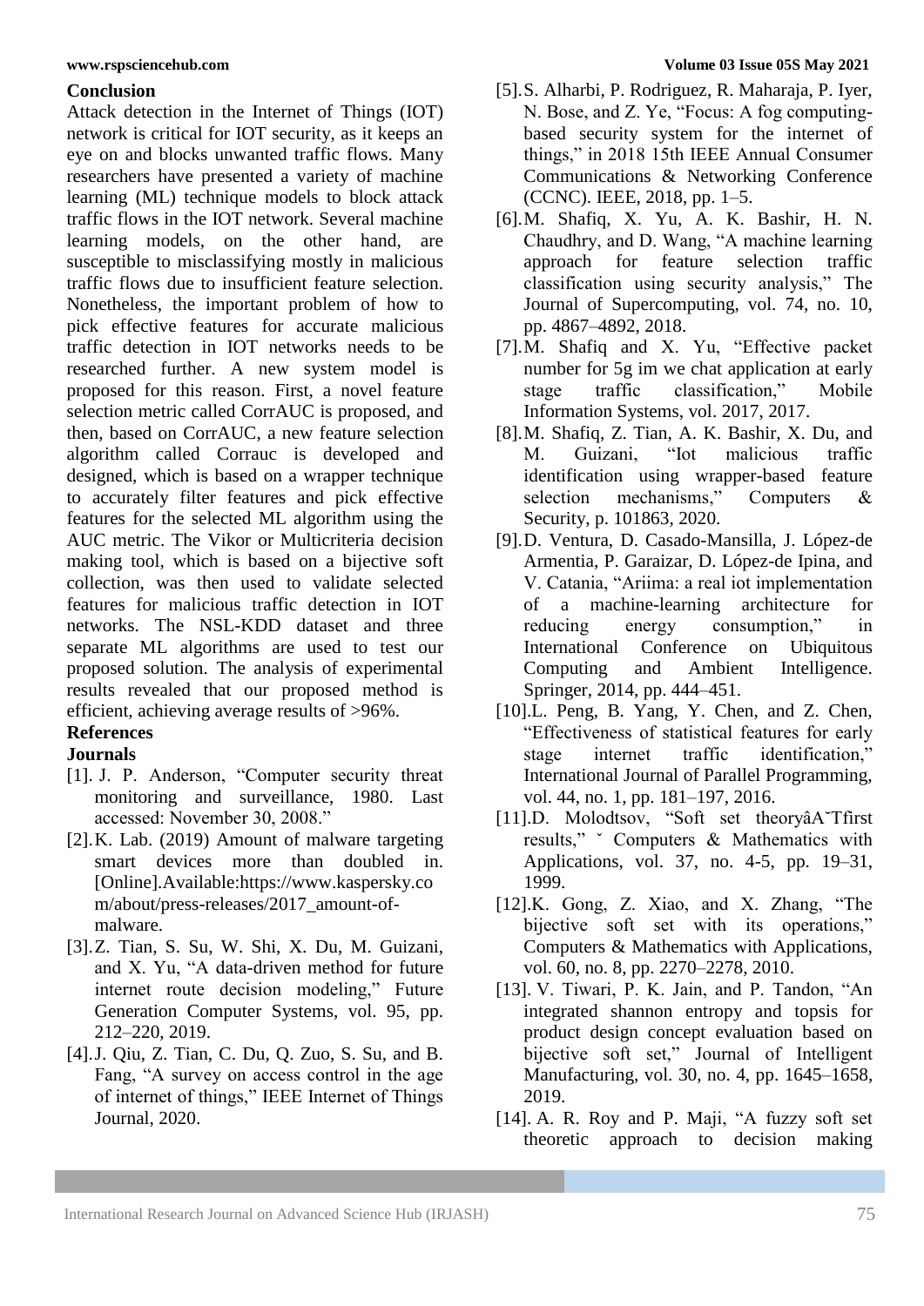## Conclusion

Attack detection in the Internet of Things (IOT) network is critical for IOT security, as it keeps an eye on and blocks unwanted traffic flows. Many researchers have presented a variety of machine learning (ML) technique models to block attack traffic flows in the IOT network. Several machine learning models, on the other hand, are susceptible to misclassifying mostly in malicious traffic flows due to insufficient feature selection. Nonetheless, the important problem of how to pick effective features for accurate malicious traffic detection in IOT networks needs to be researched further. A new system model is proposed for this reason. First, a novel feature selection metric called CorrAUC is proposed, and then, based on CorrAUC, a new feature selection algorithm called Corrauc is developed and designed, which is based on a wrapper technique to accurately filter features and pick effective features for the selected ML algorithm using the AUC metric. The Vikor or Multicriteria decision making tool, which is based on a bijective soft collection, was then used to validate selected features for malicious traffic detection in IOT networks. The NSL-KDD dataset and three separate ML algorithms are used to test our proposed solution. The analysis of experimental results revealed that our proposed method is efficient, achieving average results of >96%.

## References

### Journals

[1]. J. P. Anderson, "Computer security threat monitoring and surveillance, 1980. Last accessed: November 30, 2008."

[2]. K. Lab. (2019) Amount of malware targeting smart devices more than doubled in. [Online].Available:https://www.kaspersky.com/about/press-releases/2017_amount-of-malware.

[3]. Z. Tian, S. Su, W. Shi, X. Du, M. Guizani, and X. Yu, "A data-driven method for future internet route decision modeling," Future Generation Computer Systems, vol. 95, pp. 212–220, 2019.

[4]. J. Qiu, Z. Tian, C. Du, Q. Zuo, S. Su, and B. Fang, "A survey on access control in the age of internet of things," IEEE Internet of Things Journal, 2020.

[5]. S. Alharbi, P. Rodriguez, R. Maharaja, P. Iyer, N. Bose, and Z. Ye, "Focus: A fog computing-based security system for the internet of things," in 2018 15th IEEE Annual Consumer Communications & Networking Conference (CCNC). IEEE, 2018, pp. 1–5.

[6]. M. Shafiq, X. Yu, A. K. Bashir, H. N. Chaudhry, and D. Wang, "A machine learning approach for feature selection traffic classification using security analysis," The Journal of Supercomputing, vol. 74, no. 10, pp. 4867–4892, 2018.

[7]. M. Shafiq and X. Yu, "Effective packet number for 5g im we chat application at early stage traffic classification," Mobile Information Systems, vol. 2017, 2017.

[8]. M. Shafiq, Z. Tian, A. K. Bashir, X. Du, and M. Guizani, "Iot malicious traffic identification using wrapper-based feature selection mechanisms," Computers & Security, p. 101863, 2020.

[9]. D. Ventura, D. Casado-Mansilla, J. López-de Armentia, P. Garaizar, D. López-de Ipina, and V. Catania, "Ariima: a real iot implementation of a machine-learning architecture for reducing energy consumption," in International Conference on Ubiquitous Computing and Ambient Intelligence. Springer, 2014, pp. 444–451.

[10]. L. Peng, B. Yang, Y. Chen, and Z. Chen, "Effectiveness of statistical features for early stage internet traffic identification," International Journal of Parallel Programming, vol. 44, no. 1, pp. 181–197, 2016.

[11]. D. Molodtsov, "Soft set theoryâA˘Tfirst results," ˘ Computers & Mathematics with Applications, vol. 37, no. 4-5, pp. 19–31, 1999.

[12]. K. Gong, Z. Xiao, and X. Zhang, "The bijective soft set with its operations," Computers & Mathematics with Applications, vol. 60, no. 8, pp. 2270–2278, 2010.

[13]. V. Tiwari, P. K. Jain, and P. Tandon, "An integrated shannon entropy and topsis for product design concept evaluation based on bijective soft set," Journal of Intelligent Manufacturing, vol. 30, no. 4, pp. 1645–1658, 2019.

[14]. A. R. Roy and P. Maji, "A fuzzy soft set theoretic approach to decision making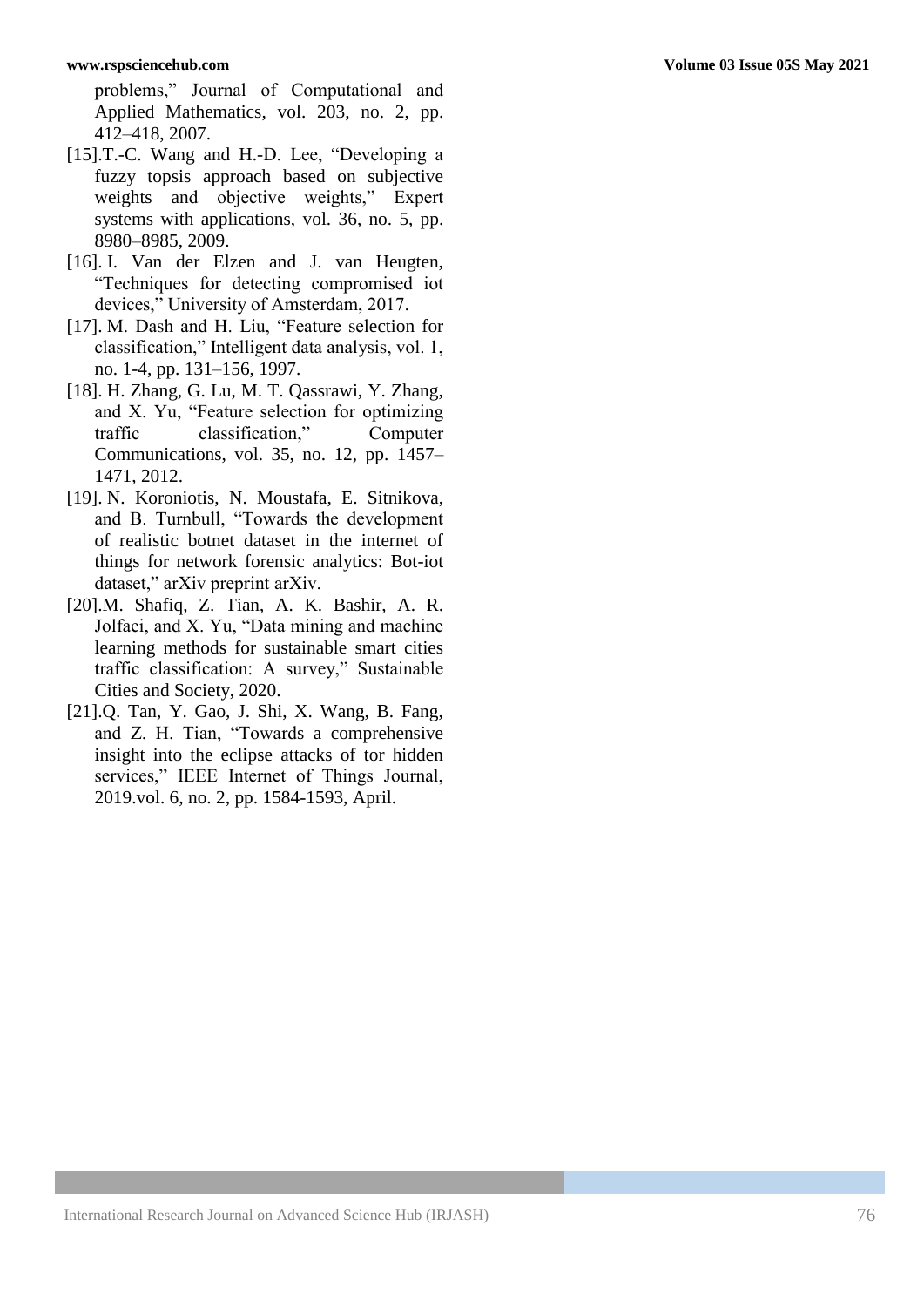problems," Journal of Computational and Applied Mathematics, vol. 203, no. 2, pp. 412–418, 2007.

[15].T.-C. Wang and H.-D. Lee, "Developing a fuzzy topsis approach based on subjective weights and objective weights," Expert systems with applications, vol. 36, no. 5, pp. 8980–8985, 2009.

[16]. I. Van der Elzen and J. van Heugten, "Techniques for detecting compromised iot devices," University of Amsterdam, 2017.

[17]. M. Dash and H. Liu, "Feature selection for classification," Intelligent data analysis, vol. 1, no. 1-4, pp. 131–156, 1997.

[18]. H. Zhang, G. Lu, M. T. Qassrawi, Y. Zhang, and X. Yu, "Feature selection for optimizing traffic classification," Computer Communications, vol. 35, no. 12, pp. 1457–1471, 2012.

[19]. N. Koroniotis, N. Moustafa, E. Sitnikova, and B. Turnbull, "Towards the development of realistic botnet dataset in the internet of things for network forensic analytics: Bot-iot dataset," arXiv preprint arXiv.

[20].M. Shafiq, Z. Tian, A. K. Bashir, A. R. Jolfaei, and X. Yu, "Data mining and machine learning methods for sustainable smart cities traffic classification: A survey," Sustainable Cities and Society, 2020.

[21].Q. Tan, Y. Gao, J. Shi, X. Wang, B. Fang, and Z. H. Tian, "Towards a comprehensive insight into the eclipse attacks of tor hidden services," IEEE Internet of Things Journal, 2019.vol. 6, no. 2, pp. 1584-1593, April.